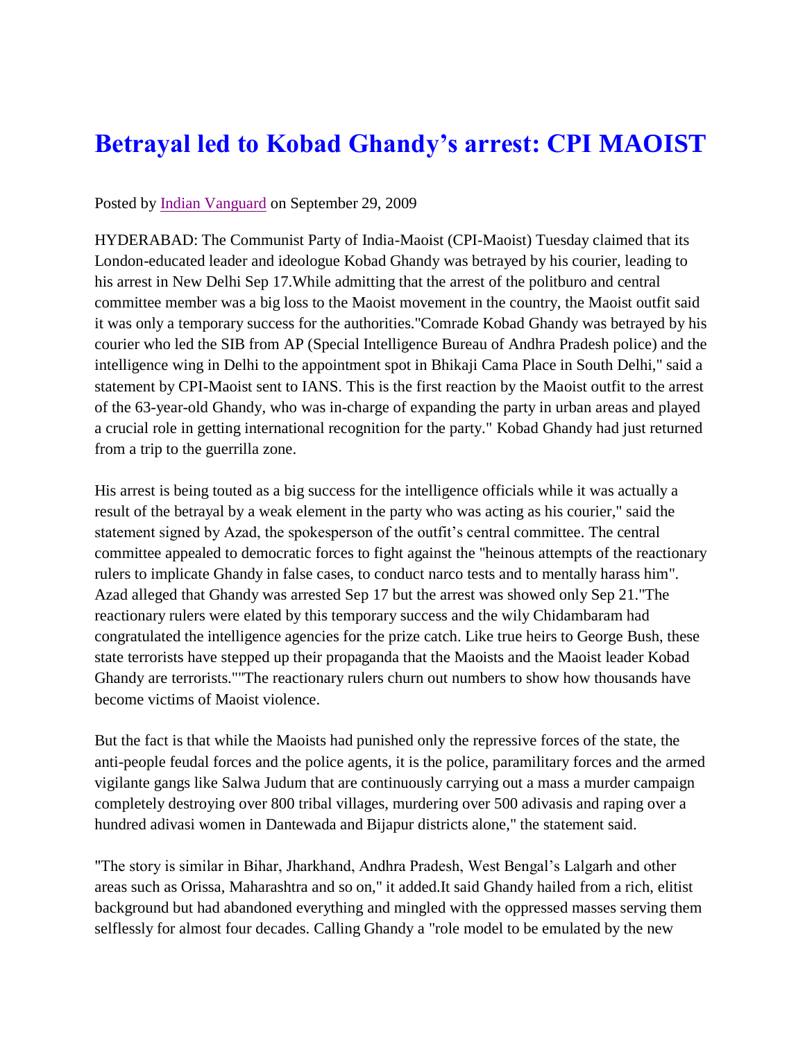# Betrayal led to Kobad Ghandy's arrest: CPI MAOIST

Posted by Indian Vanguard on September 29, 2009

HYDERABAD: The Communist Party of India-Maoist (CPI-Maoist) Tuesday claimed that its London-educated leader and ideologue Kobad Ghandy was betrayed by his courier, leading to his arrest in New Delhi Sep 17.While admitting that the arrest of the politburo and central committee member was a big loss to the Maoist movement in the country, the Maoist outfit said it was only a temporary success for the authorities."Comrade Kobad Ghandy was betrayed by his courier who led the SIB from AP (Special Intelligence Bureau of Andhra Pradesh police) and the intelligence wing in Delhi to the appointment spot in Bhikaji Cama Place in South Delhi," said a statement by CPI-Maoist sent to IANS. This is the first reaction by the Maoist outfit to the arrest of the 63-year-old Ghandy, who was in-charge of expanding the party in urban areas and played a crucial role in getting international recognition for the party." Kobad Ghandy had just returned from a trip to the guerrilla zone.

His arrest is being touted as a big success for the intelligence officials while it was actually a result of the betrayal by a weak element in the party who was acting as his courier," said the statement signed by Azad, the spokesperson of the outfit's central committee. The central committee appealed to democratic forces to fight against the "heinous attempts of the reactionary rulers to implicate Ghandy in false cases, to conduct narco tests and to mentally harass him". Azad alleged that Ghandy was arrested Sep 17 but the arrest was showed only Sep 21."The reactionary rulers were elated by this temporary success and the wily Chidambaram had congratulated the intelligence agencies for the prize catch. Like true heirs to George Bush, these state terrorists have stepped up their propaganda that the Maoists and the Maoist leader Kobad Ghandy are terrorists.""The reactionary rulers churn out numbers to show how thousands have become victims of Maoist violence.

But the fact is that while the Maoists had punished only the repressive forces of the state, the anti-people feudal forces and the police agents, it is the police, paramilitary forces and the armed vigilante gangs like Salwa Judum that are continuously carrying out a mass a murder campaign completely destroying over 800 tribal villages, murdering over 500 adivasis and raping over a hundred adivasi women in Dantewada and Bijapur districts alone," the statement said.

"The story is similar in Bihar, Jharkhand, Andhra Pradesh, West Bengal's Lalgarh and other areas such as Orissa, Maharashtra and so on," it added.It said Ghandy hailed from a rich, elitist background but had abandoned everything and mingled with the oppressed masses serving them selflessly for almost four decades. Calling Ghandy a "role model to be emulated by the new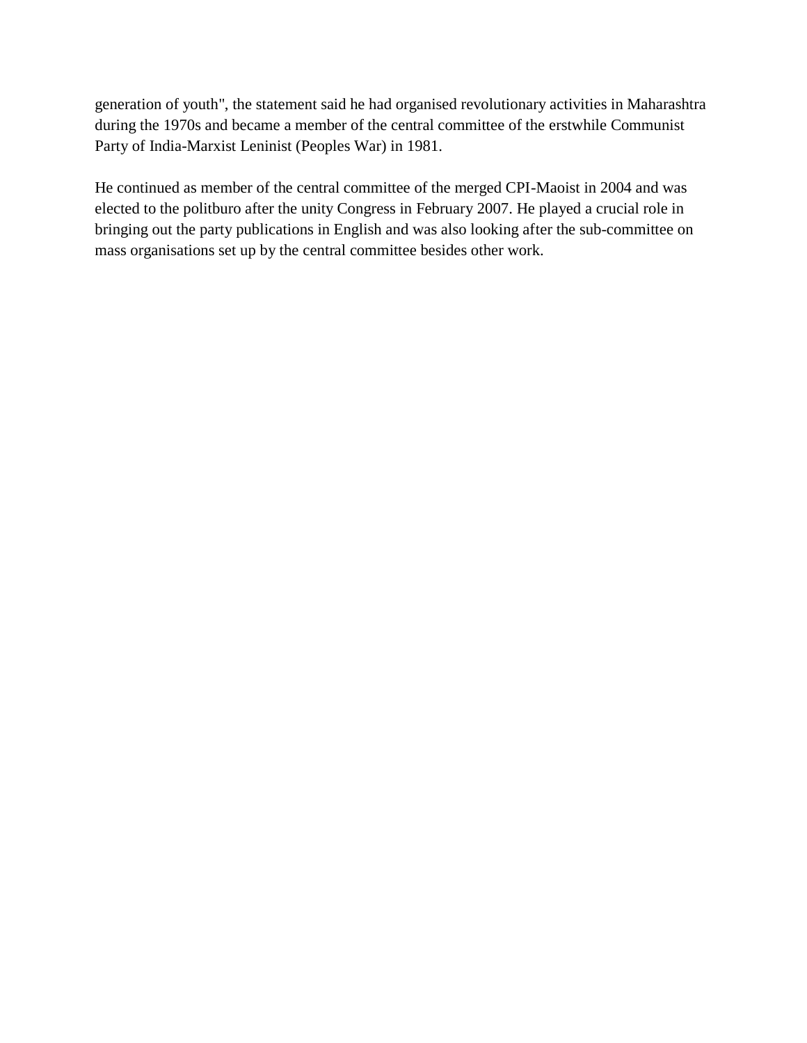generation of youth", the statement said he had organised revolutionary activities in Maharashtra during the 1970s and became a member of the central committee of the erstwhile Communist Party of India-Marxist Leninist (Peoples War) in 1981.

He continued as member of the central committee of the merged CPI-Maoist in 2004 and was elected to the politburo after the unity Congress in February 2007. He played a crucial role in bringing out the party publications in English and was also looking after the sub-committee on mass organisations set up by the central committee besides other work.